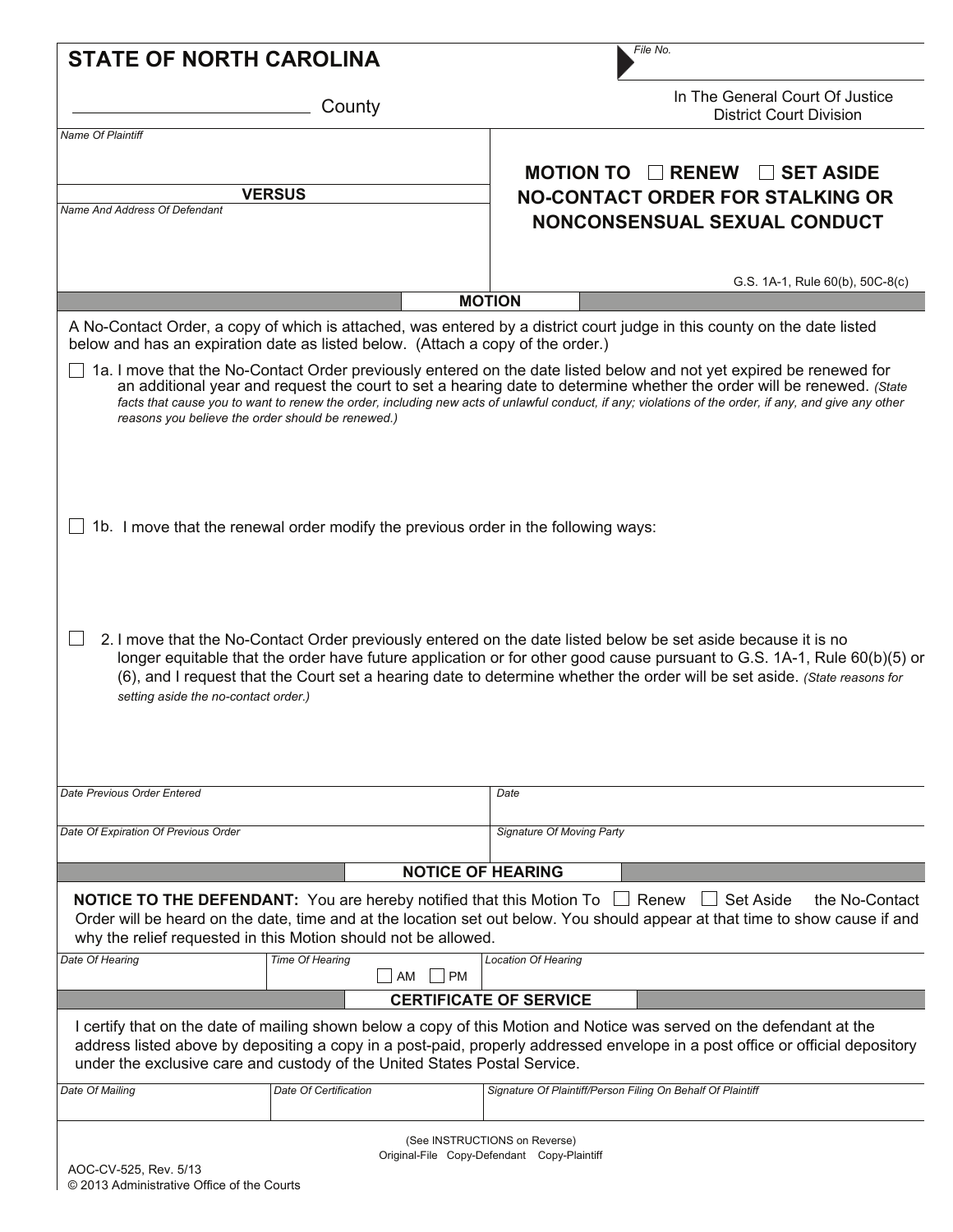**STATE OF NORTH CAROLINA**

File No.

_________________________ County

In The General Court Of Justice
District Court Division

| Name Of Plaintiff | **MOTION TO ☐ RENEW ☐ SET ASIDE NO-CONTACT ORDER FOR STALKING OR NONCONSENSUAL SEXUAL CONDUCT** |
|---|---|
| **VERSUS** | |
| Name And Address Of Defendant | G.S. 1A-1, Rule 60(b), 50C-8(c) |

## MOTION

A No-Contact Order, a copy of which is attached, was entered by a district court judge in this county on the date listed below and has an expiration date as listed below. (Attach a copy of the order.)

☐ 1a. I move that the No-Contact Order previously entered on the date listed below and not yet expired be renewed for an additional year and request the court to set a hearing date to determine whether the order will be renewed. *(State facts that cause you to want to renew the order, including new acts of unlawful conduct, if any; violations of the order, if any, and give any other reasons you believe the order should be renewed.)*

☐ 1b. I move that the renewal order modify the previous order in the following ways:

☐ 2. I move that the No-Contact Order previously entered on the date listed below be set aside because it is no longer equitable that the order have future application or for other good cause pursuant to G.S. 1A-1, Rule 60(b)(5) or (6), and I request that the Court set a hearing date to determine whether the order will be set aside. *(State reasons for setting aside the no-contact order.)*

| Date Previous Order Entered | Date |
|---|---|
| Date Of Expiration Of Previous Order | Signature Of Moving Party |

## NOTICE OF HEARING

**NOTICE TO THE DEFENDANT:** You are hereby notified that this Motion To ☐ Renew ☐ Set Aside the No-Contact Order will be heard on the date, time and at the location set out below. You should appear at that time to show cause if and why the relief requested in this Motion should not be allowed.

| Date Of Hearing | Time Of Hearing ☐ AM ☐ PM | Location Of Hearing |
|---|---|---|

## CERTIFICATE OF SERVICE

I certify that on the date of mailing shown below a copy of this Motion and Notice was served on the defendant at the address listed above by depositing a copy in a post-paid, properly addressed envelope in a post office or official depository under the exclusive care and custody of the United States Postal Service.

| Date Of Mailing | Date Of Certification | Signature Of Plaintiff/Person Filing On Behalf Of Plaintiff |
|---|---|---|

(See INSTRUCTIONS on Reverse)
Original-File Copy-Defendant Copy-Plaintiff

AOC-CV-525, Rev. 5/13
© 2013 Administrative Office of the Courts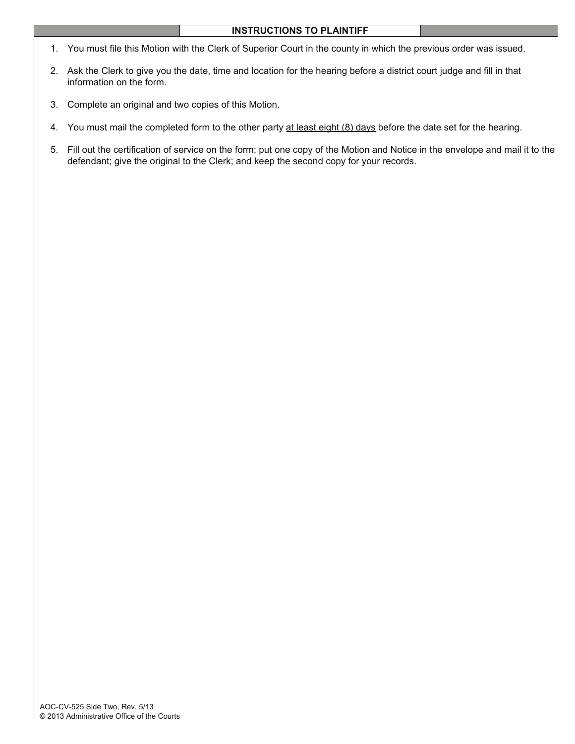## INSTRUCTIONS TO PLAINTIFF

1. You must file this Motion with the Clerk of Superior Court in the county in which the previous order was issued.
2. Ask the Clerk to give you the date, time and location for the hearing before a district court judge and fill in that information on the form.
3. Complete an original and two copies of this Motion.
4. You must mail the completed form to the other party <u>at least eight (8) days</u> before the date set for the hearing.
5. Fill out the certification of service on the form; put one copy of the Motion and Notice in the envelope and mail it to the defendant; give the original to the Clerk; and keep the second copy for your records.

AOC-CV-525 Side Two, Rev. 5/13
© 2013 Administrative Office of the Courts